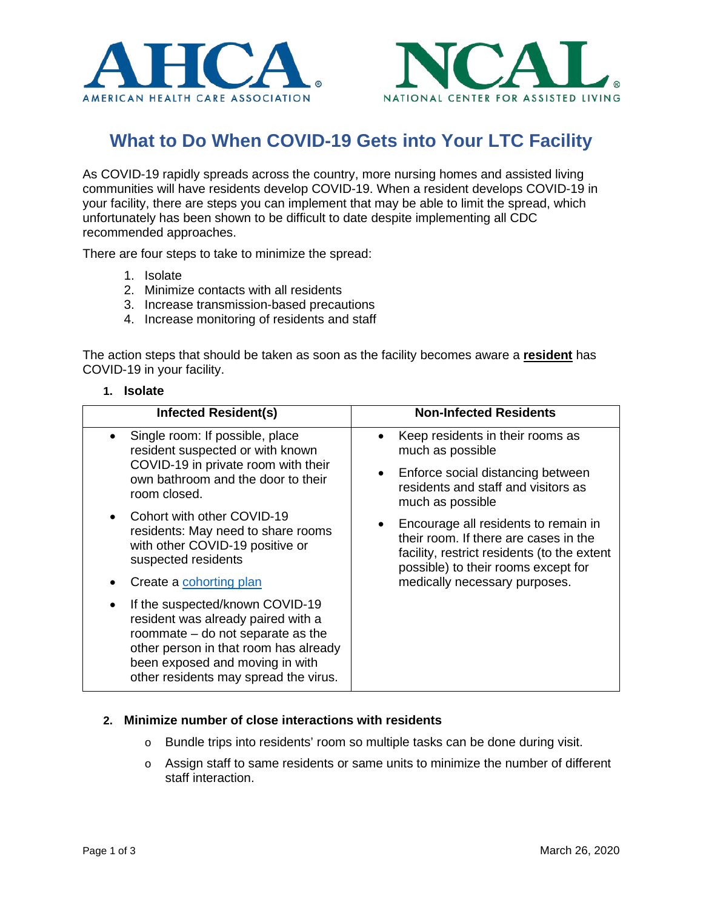AHCA® AMERICAN HEALTH CARE ASSOCIATION

NCAL® NATIONAL CENTER FOR ASSISTED LIVING

# What to Do When COVID-19 Gets into Your LTC Facility

As COVID-19 rapidly spreads across the country, more nursing homes and assisted living communities will have residents develop COVID-19. When a resident develops COVID-19 in your facility, there are steps you can implement that may be able to limit the spread, which unfortunately has been shown to be difficult to date despite implementing all CDC recommended approaches.

There are four steps to take to minimize the spread:

1. Isolate
2. Minimize contacts with all residents
3. Increase transmission-based precautions
4. Increase monitoring of residents and staff

The action steps that should be taken as soon as the facility becomes aware a **resident** has COVID-19 in your facility.

**1. Isolate**

| Infected Resident(s) | Non-Infected Residents |
| --- | --- |
| • Single room: If possible, place resident suspected or with known COVID-19 in private room with their own bathroom and the door to their room closed.<br>• Cohort with other COVID-19 residents: May need to share rooms with other COVID-19 positive or suspected residents<br>• Create a [cohorting plan]()<br>• If the suspected/known COVID-19 resident was already paired with a roommate – do not separate as the other person in that room has already been exposed and moving in with other residents may spread the virus. | • Keep residents in their rooms as much as possible<br>• Enforce social distancing between residents and staff and visitors as much as possible<br>• Encourage all residents to remain in their room. If there are cases in the facility, restrict residents (to the extent possible) to their rooms except for medically necessary purposes. |

**2. Minimize number of close interactions with residents**

- Bundle trips into residents' room so multiple tasks can be done during visit.
- Assign staff to same residents or same units to minimize the number of different staff interaction.

March 26, 2020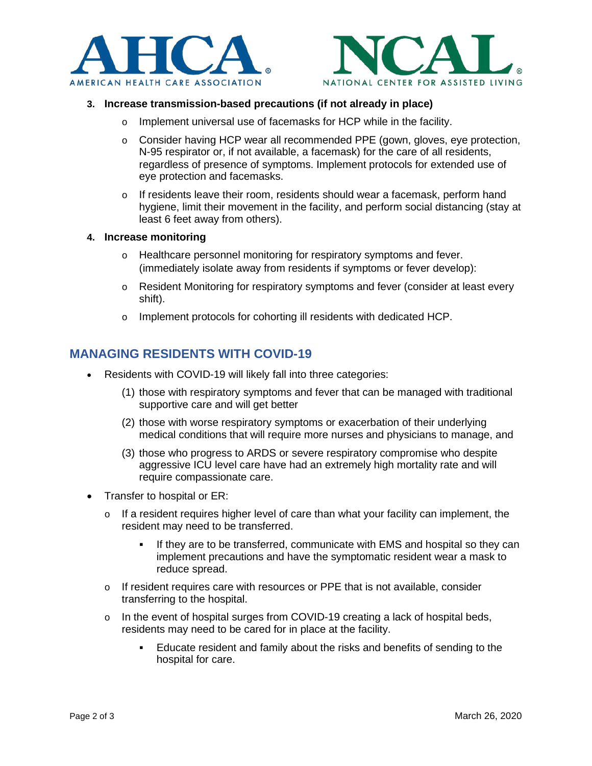3. **Increase transmission-based precautions (if not already in place)**
    - Implement universal use of facemasks for HCP while in the facility.
    - Consider having HCP wear all recommended PPE (gown, gloves, eye protection, N-95 respirator or, if not available, a facemask) for the care of all residents, regardless of presence of symptoms. Implement protocols for extended use of eye protection and facemasks.
    - If residents leave their room, residents should wear a facemask, perform hand hygiene, limit their movement in the facility, and perform social distancing (stay at least 6 feet away from others).

4. **Increase monitoring**
    - Healthcare personnel monitoring for respiratory symptoms and fever. (immediately isolate away from residents if symptoms or fever develop):
    - Resident Monitoring for respiratory symptoms and fever (consider at least every shift).
    - Implement protocols for cohorting ill residents with dedicated HCP.

## MANAGING RESIDENTS WITH COVID-19

- Residents with COVID-19 will likely fall into three categories:
    (1) those with respiratory symptoms and fever that can be managed with traditional supportive care and will get better
    (2) those with worse respiratory symptoms or exacerbation of their underlying medical conditions that will require more nurses and physicians to manage, and
    (3) those who progress to ARDS or severe respiratory compromise who despite aggressive ICU level care have had an extremely high mortality rate and will require compassionate care.
- Transfer to hospital or ER:
    - If a resident requires higher level of care than what your facility can implement, the resident may need to be transferred.
        - If they are to be transferred, communicate with EMS and hospital so they can implement precautions and have the symptomatic resident wear a mask to reduce spread.
    - If resident requires care with resources or PPE that is not available, consider transferring to the hospital.
    - In the event of hospital surges from COVID-19 creating a lack of hospital beds, residents may need to be cared for in place at the facility.
        - Educate resident and family about the risks and benefits of sending to the hospital for care.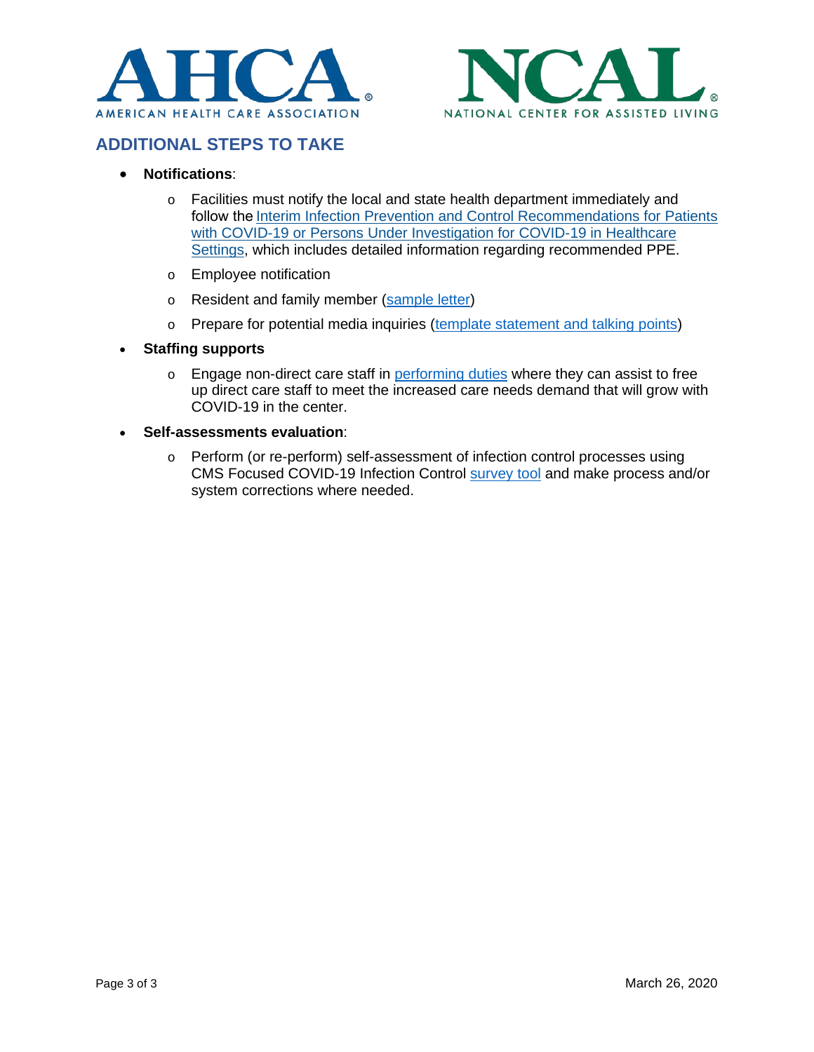## ADDITIONAL STEPS TO TAKE

- **Notifications**:
  - Facilities must notify the local and state health department immediately and follow the Interim Infection Prevention and Control Recommendations for Patients with COVID-19 or Persons Under Investigation for COVID-19 in Healthcare Settings, which includes detailed information regarding recommended PPE.
  - Employee notification
  - Resident and family member (sample letter)
  - Prepare for potential media inquiries (template statement and talking points)
- **Staffing supports**
  - Engage non-direct care staff in performing duties where they can assist to free up direct care staff to meet the increased care needs demand that will grow with COVID-19 in the center.
- **Self-assessments evaluation**:
  - Perform (or re-perform) self-assessment of infection control processes using CMS Focused COVID-19 Infection Control survey tool and make process and/or system corrections where needed.